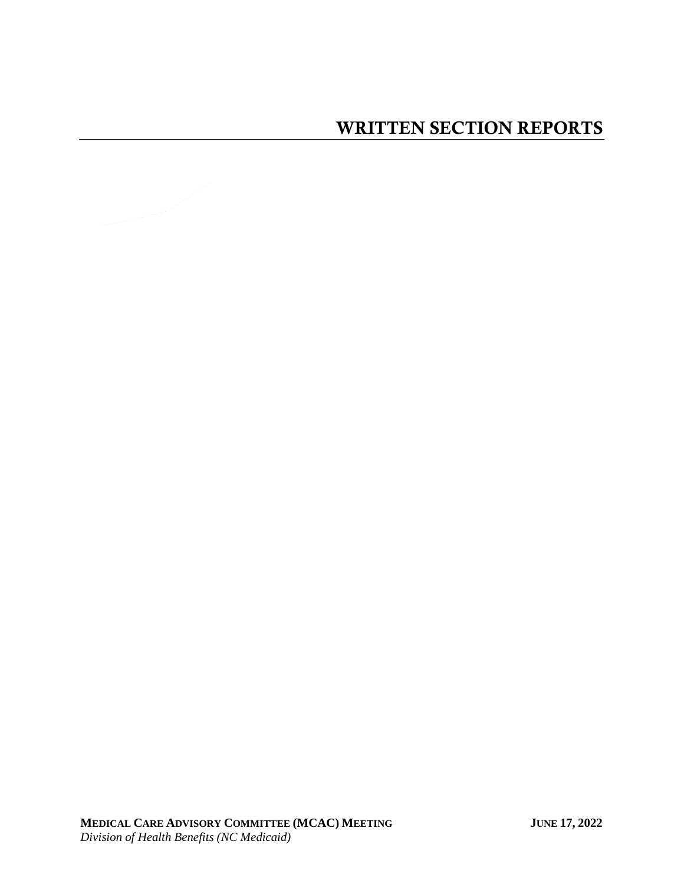# WRITTEN SECTION REPORTS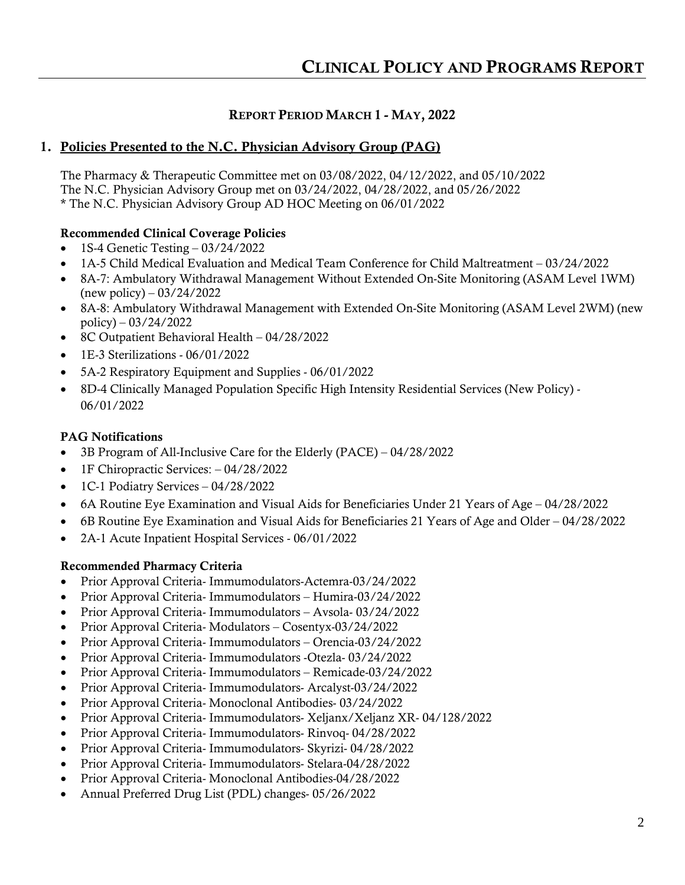# Clinical Policy and Programs Report

## Report Period March 1 - May, 2022

## 1. Policies Presented to the N.C. Physician Advisory Group (PAG)

The Pharmacy & Therapeutic Committee met on 03/08/2022, 04/12/2022, and 05/10/2022
The N.C. Physician Advisory Group met on 03/24/2022, 04/28/2022, and 05/26/2022
* The N.C. Physician Advisory Group AD HOC Meeting on 06/01/2022

### Recommended Clinical Coverage Policies

- 1S-4 Genetic Testing – 03/24/2022
- 1A-5 Child Medical Evaluation and Medical Team Conference for Child Maltreatment – 03/24/2022
- 8A-7: Ambulatory Withdrawal Management Without Extended On-Site Monitoring (ASAM Level 1WM) (new policy) – 03/24/2022
- 8A-8: Ambulatory Withdrawal Management with Extended On-Site Monitoring (ASAM Level 2WM) (new policy) – 03/24/2022
- 8C Outpatient Behavioral Health – 04/28/2022
- 1E-3 Sterilizations - 06/01/2022
- 5A-2 Respiratory Equipment and Supplies - 06/01/2022
- 8D-4 Clinically Managed Population Specific High Intensity Residential Services (New Policy) - 06/01/2022

### PAG Notifications

- 3B Program of All-Inclusive Care for the Elderly (PACE) – 04/28/2022
- 1F Chiropractic Services: – 04/28/2022
- 1C-1 Podiatry Services – 04/28/2022
- 6A Routine Eye Examination and Visual Aids for Beneficiaries Under 21 Years of Age – 04/28/2022
- 6B Routine Eye Examination and Visual Aids for Beneficiaries 21 Years of Age and Older – 04/28/2022
- 2A-1 Acute Inpatient Hospital Services - 06/01/2022

### Recommended Pharmacy Criteria

- Prior Approval Criteria- Immumodulators-Actemra-03/24/2022
- Prior Approval Criteria- Immumodulators – Humira-03/24/2022
- Prior Approval Criteria- Immumodulators – Avsola- 03/24/2022
- Prior Approval Criteria- Modulators – Cosentyx-03/24/2022
- Prior Approval Criteria- Immumodulators – Orencia-03/24/2022
- Prior Approval Criteria- Immumodulators -Otezla- 03/24/2022
- Prior Approval Criteria- Immumodulators – Remicade-03/24/2022
- Prior Approval Criteria- Immumodulators- Arcalyst-03/24/2022
- Prior Approval Criteria- Monoclonal Antibodies- 03/24/2022
- Prior Approval Criteria- Immumodulators- Xeljanx/Xeljanz XR- 04/128/2022
- Prior Approval Criteria- Immumodulators- Rinvoq- 04/28/2022
- Prior Approval Criteria- Immumodulators- Skyrizi- 04/28/2022
- Prior Approval Criteria- Immumodulators- Stelara-04/28/2022
- Prior Approval Criteria- Monoclonal Antibodies-04/28/2022
- Annual Preferred Drug List (PDL) changes- 05/26/2022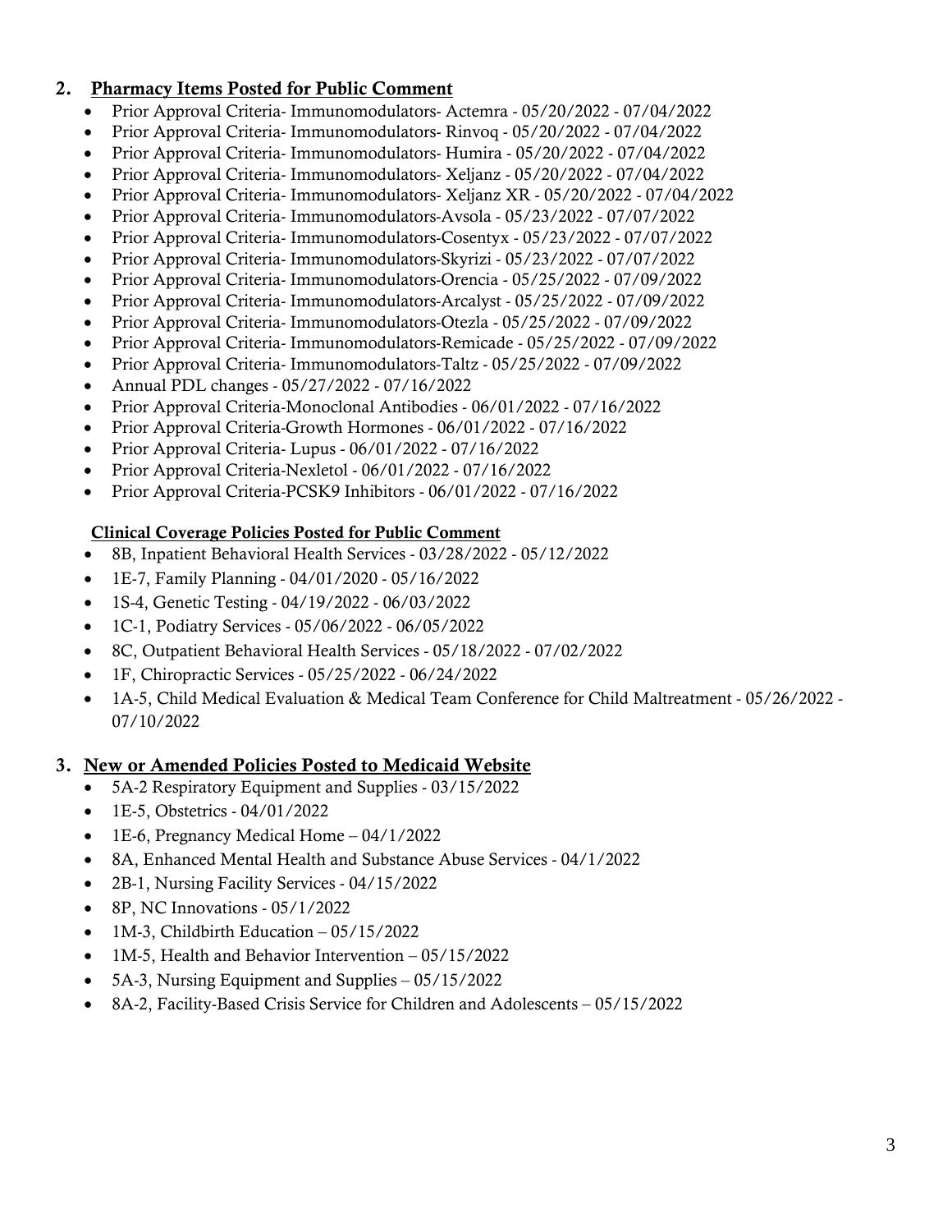## 2. Pharmacy Items Posted for Public Comment

- Prior Approval Criteria- Immunomodulators- Actemra - 05/20/2022 - 07/04/2022
- Prior Approval Criteria- Immunomodulators- Rinvoq - 05/20/2022 - 07/04/2022
- Prior Approval Criteria- Immunomodulators- Humira - 05/20/2022 - 07/04/2022
- Prior Approval Criteria- Immunomodulators- Xeljanz - 05/20/2022 - 07/04/2022
- Prior Approval Criteria- Immunomodulators- Xeljanz XR - 05/20/2022 - 07/04/2022
- Prior Approval Criteria- Immunomodulators-Avsola - 05/23/2022 - 07/07/2022
- Prior Approval Criteria- Immunomodulators-Cosentyx - 05/23/2022 - 07/07/2022
- Prior Approval Criteria- Immunomodulators-Skyrizi - 05/23/2022 - 07/07/2022
- Prior Approval Criteria- Immunomodulators-Orencia - 05/25/2022 - 07/09/2022
- Prior Approval Criteria- Immunomodulators-Arcalyst - 05/25/2022 - 07/09/2022
- Prior Approval Criteria- Immunomodulators-Otezla - 05/25/2022 - 07/09/2022
- Prior Approval Criteria- Immunomodulators-Remicade - 05/25/2022 - 07/09/2022
- Prior Approval Criteria- Immunomodulators-Taltz - 05/25/2022 - 07/09/2022
- Annual PDL changes - 05/27/2022 - 07/16/2022
- Prior Approval Criteria-Monoclonal Antibodies - 06/01/2022 - 07/16/2022
- Prior Approval Criteria-Growth Hormones - 06/01/2022 - 07/16/2022
- Prior Approval Criteria- Lupus - 06/01/2022 - 07/16/2022
- Prior Approval Criteria-Nexletol - 06/01/2022 - 07/16/2022
- Prior Approval Criteria-PCSK9 Inhibitors - 06/01/2022 - 07/16/2022

### Clinical Coverage Policies Posted for Public Comment

- 8B, Inpatient Behavioral Health Services - 03/28/2022 - 05/12/2022
- 1E-7, Family Planning - 04/01/2020 - 05/16/2022
- 1S-4, Genetic Testing - 04/19/2022 - 06/03/2022
- 1C-1, Podiatry Services - 05/06/2022 - 06/05/2022
- 8C, Outpatient Behavioral Health Services - 05/18/2022 - 07/02/2022
- 1F, Chiropractic Services - 05/25/2022 - 06/24/2022
- 1A-5, Child Medical Evaluation & Medical Team Conference for Child Maltreatment - 05/26/2022 - 07/10/2022

## 3. New or Amended Policies Posted to Medicaid Website

- 5A-2 Respiratory Equipment and Supplies - 03/15/2022
- 1E-5, Obstetrics - 04/01/2022
- 1E-6, Pregnancy Medical Home – 04/1/2022
- 8A, Enhanced Mental Health and Substance Abuse Services - 04/1/2022
- 2B-1, Nursing Facility Services - 04/15/2022
- 8P, NC Innovations - 05/1/2022
- 1M-3, Childbirth Education – 05/15/2022
- 1M-5, Health and Behavior Intervention – 05/15/2022
- 5A-3, Nursing Equipment and Supplies – 05/15/2022
- 8A-2, Facility-Based Crisis Service for Children and Adolescents – 05/15/2022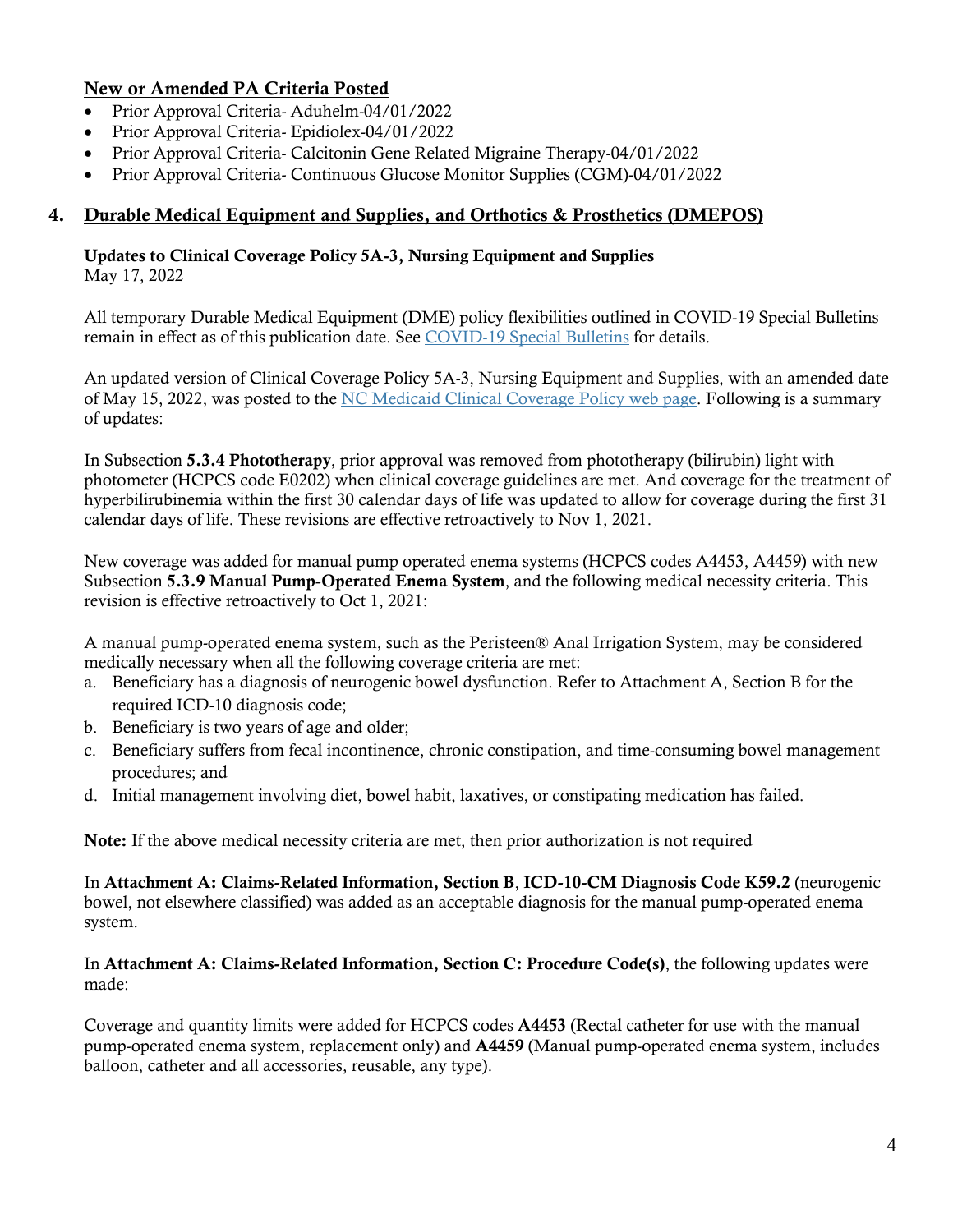### New or Amended PA Criteria Posted

- Prior Approval Criteria- Aduhelm-04/01/2022
- Prior Approval Criteria- Epidiolex-04/01/2022
- Prior Approval Criteria- Calcitonin Gene Related Migraine Therapy-04/01/2022
- Prior Approval Criteria- Continuous Glucose Monitor Supplies (CGM)-04/01/2022

## 4. Durable Medical Equipment and Supplies, and Orthotics & Prosthetics (DMEPOS)

**Updates to Clinical Coverage Policy 5A-3, Nursing Equipment and Supplies**
May 17, 2022

All temporary Durable Medical Equipment (DME) policy flexibilities outlined in COVID-19 Special Bulletins remain in effect as of this publication date. See [COVID-19 Special Bulletins] for details.

An updated version of Clinical Coverage Policy 5A-3, Nursing Equipment and Supplies, with an amended date of May 15, 2022, was posted to the [NC Medicaid Clinical Coverage Policy web page]. Following is a summary of updates:

In Subsection **5.3.4 Phototherapy**, prior approval was removed from phototherapy (bilirubin) light with photometer (HCPCS code E0202) when clinical coverage guidelines are met. And coverage for the treatment of hyperbilirubinemia within the first 30 calendar days of life was updated to allow for coverage during the first 31 calendar days of life. These revisions are effective retroactively to Nov 1, 2021.

New coverage was added for manual pump operated enema systems (HCPCS codes A4453, A4459) with new Subsection **5.3.9 Manual Pump-Operated Enema System**, and the following medical necessity criteria. This revision is effective retroactively to Oct 1, 2021:

A manual pump-operated enema system, such as the Peristeen® Anal Irrigation System, may be considered medically necessary when all the following coverage criteria are met:

a. Beneficiary has a diagnosis of neurogenic bowel dysfunction. Refer to Attachment A, Section B for the required ICD-10 diagnosis code;
b. Beneficiary is two years of age and older;
c. Beneficiary suffers from fecal incontinence, chronic constipation, and time-consuming bowel management procedures; and
d. Initial management involving diet, bowel habit, laxatives, or constipating medication has failed.

**Note:** If the above medical necessity criteria are met, then prior authorization is not required

In **Attachment A: Claims-Related Information, Section B**, **ICD-10-CM Diagnosis Code K59.2** (neurogenic bowel, not elsewhere classified) was added as an acceptable diagnosis for the manual pump-operated enema system.

In **Attachment A: Claims-Related Information, Section C: Procedure Code(s)**, the following updates were made:

Coverage and quantity limits were added for HCPCS codes **A4453** (Rectal catheter for use with the manual pump-operated enema system, replacement only) and **A4459** (Manual pump-operated enema system, includes balloon, catheter and all accessories, reusable, any type).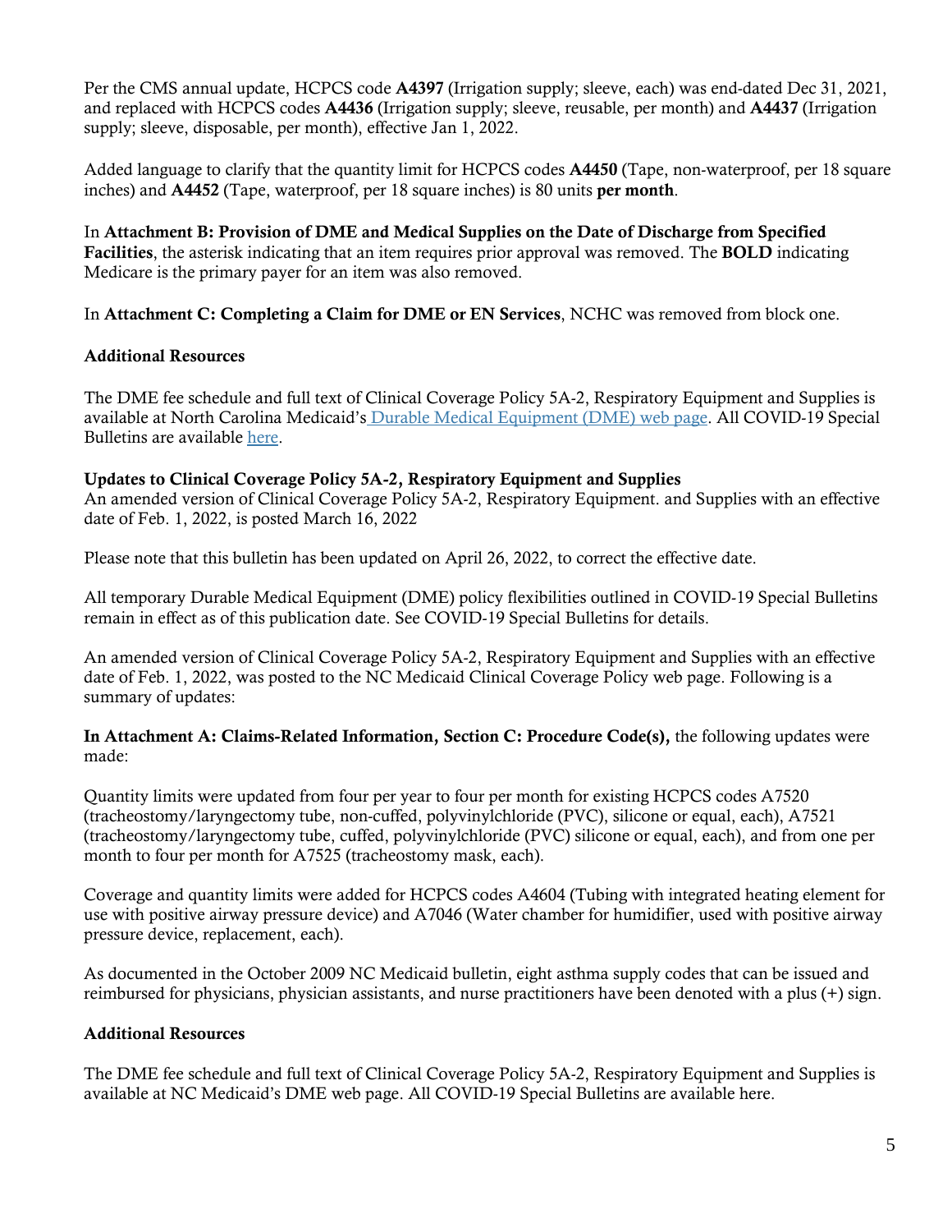Per the CMS annual update, HCPCS code **A4397** (Irrigation supply; sleeve, each) was end-dated Dec 31, 2021, and replaced with HCPCS codes **A4436** (Irrigation supply; sleeve, reusable, per month) and **A4437** (Irrigation supply; sleeve, disposable, per month), effective Jan 1, 2022.

Added language to clarify that the quantity limit for HCPCS codes **A4450** (Tape, non-waterproof, per 18 square inches) and **A4452** (Tape, waterproof, per 18 square inches) is 80 units **per month**.

In **Attachment B: Provision of DME and Medical Supplies on the Date of Discharge from Specified Facilities**, the asterisk indicating that an item requires prior approval was removed. The **BOLD** indicating Medicare is the primary payer for an item was also removed.

In **Attachment C: Completing a Claim for DME or EN Services**, NCHC was removed from block one.

**Additional Resources**

The DME fee schedule and full text of Clinical Coverage Policy 5A-2, Respiratory Equipment and Supplies is available at North Carolina Medicaid's Durable Medical Equipment (DME) web page. All COVID-19 Special Bulletins are available here.

**Updates to Clinical Coverage Policy 5A-2, Respiratory Equipment and Supplies**
An amended version of Clinical Coverage Policy 5A-2, Respiratory Equipment. and Supplies with an effective date of Feb. 1, 2022, is posted March 16, 2022

Please note that this bulletin has been updated on April 26, 2022, to correct the effective date.

All temporary Durable Medical Equipment (DME) policy flexibilities outlined in COVID-19 Special Bulletins remain in effect as of this publication date. See COVID-19 Special Bulletins for details.

An amended version of Clinical Coverage Policy 5A-2, Respiratory Equipment and Supplies with an effective date of Feb. 1, 2022, was posted to the NC Medicaid Clinical Coverage Policy web page. Following is a summary of updates:

**In Attachment A: Claims-Related Information, Section C: Procedure Code(s),** the following updates were made:

Quantity limits were updated from four per year to four per month for existing HCPCS codes A7520 (tracheostomy/laryngectomy tube, non-cuffed, polyvinylchloride (PVC), silicone or equal, each), A7521 (tracheostomy/laryngectomy tube, cuffed, polyvinylchloride (PVC) silicone or equal, each), and from one per month to four per month for A7525 (tracheostomy mask, each).

Coverage and quantity limits were added for HCPCS codes A4604 (Tubing with integrated heating element for use with positive airway pressure device) and A7046 (Water chamber for humidifier, used with positive airway pressure device, replacement, each).

As documented in the October 2009 NC Medicaid bulletin, eight asthma supply codes that can be issued and reimbursed for physicians, physician assistants, and nurse practitioners have been denoted with a plus (+) sign.

**Additional Resources**

The DME fee schedule and full text of Clinical Coverage Policy 5A-2, Respiratory Equipment and Supplies is available at NC Medicaid's DME web page. All COVID-19 Special Bulletins are available here.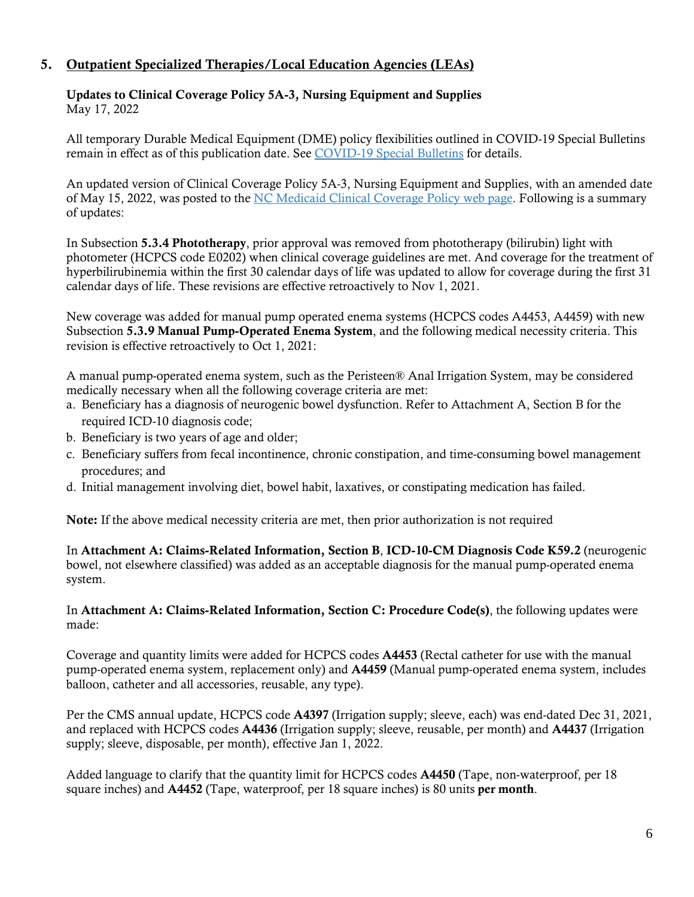## 5. Outpatient Specialized Therapies/Local Education Agencies (LEAs)

**Updates to Clinical Coverage Policy 5A-3, Nursing Equipment and Supplies**
May 17, 2022

All temporary Durable Medical Equipment (DME) policy flexibilities outlined in COVID-19 Special Bulletins remain in effect as of this publication date. See [COVID-19 Special Bulletins](#) for details.

An updated version of Clinical Coverage Policy 5A-3, Nursing Equipment and Supplies, with an amended date of May 15, 2022, was posted to the [NC Medicaid Clinical Coverage Policy web page](#). Following is a summary of updates:

In Subsection **5.3.4 Phototherapy**, prior approval was removed from phototherapy (bilirubin) light with photometer (HCPCS code E0202) when clinical coverage guidelines are met. And coverage for the treatment of hyperbilirubinemia within the first 30 calendar days of life was updated to allow for coverage during the first 31 calendar days of life. These revisions are effective retroactively to Nov 1, 2021.

New coverage was added for manual pump operated enema systems (HCPCS codes A4453, A4459) with new Subsection **5.3.9 Manual Pump-Operated Enema System**, and the following medical necessity criteria. This revision is effective retroactively to Oct 1, 2021:

A manual pump-operated enema system, such as the Peristeen® Anal Irrigation System, may be considered medically necessary when all the following coverage criteria are met:

a. Beneficiary has a diagnosis of neurogenic bowel dysfunction. Refer to Attachment A, Section B for the required ICD-10 diagnosis code;
b. Beneficiary is two years of age and older;
c. Beneficiary suffers from fecal incontinence, chronic constipation, and time-consuming bowel management procedures; and
d. Initial management involving diet, bowel habit, laxatives, or constipating medication has failed.

**Note:** If the above medical necessity criteria are met, then prior authorization is not required

In **Attachment A: Claims-Related Information, Section B**, **ICD-10-CM Diagnosis Code K59.2** (neurogenic bowel, not elsewhere classified) was added as an acceptable diagnosis for the manual pump-operated enema system.

In **Attachment A: Claims-Related Information, Section C: Procedure Code(s)**, the following updates were made:

Coverage and quantity limits were added for HCPCS codes **A4453** (Rectal catheter for use with the manual pump-operated enema system, replacement only) and **A4459** (Manual pump-operated enema system, includes balloon, catheter and all accessories, reusable, any type).

Per the CMS annual update, HCPCS code **A4397** (Irrigation supply; sleeve, each) was end-dated Dec 31, 2021, and replaced with HCPCS codes **A4436** (Irrigation supply; sleeve, reusable, per month) and **A4437** (Irrigation supply; sleeve, disposable, per month), effective Jan 1, 2022.

Added language to clarify that the quantity limit for HCPCS codes **A4450** (Tape, non-waterproof, per 18 square inches) and **A4452** (Tape, waterproof, per 18 square inches) is 80 units **per month**.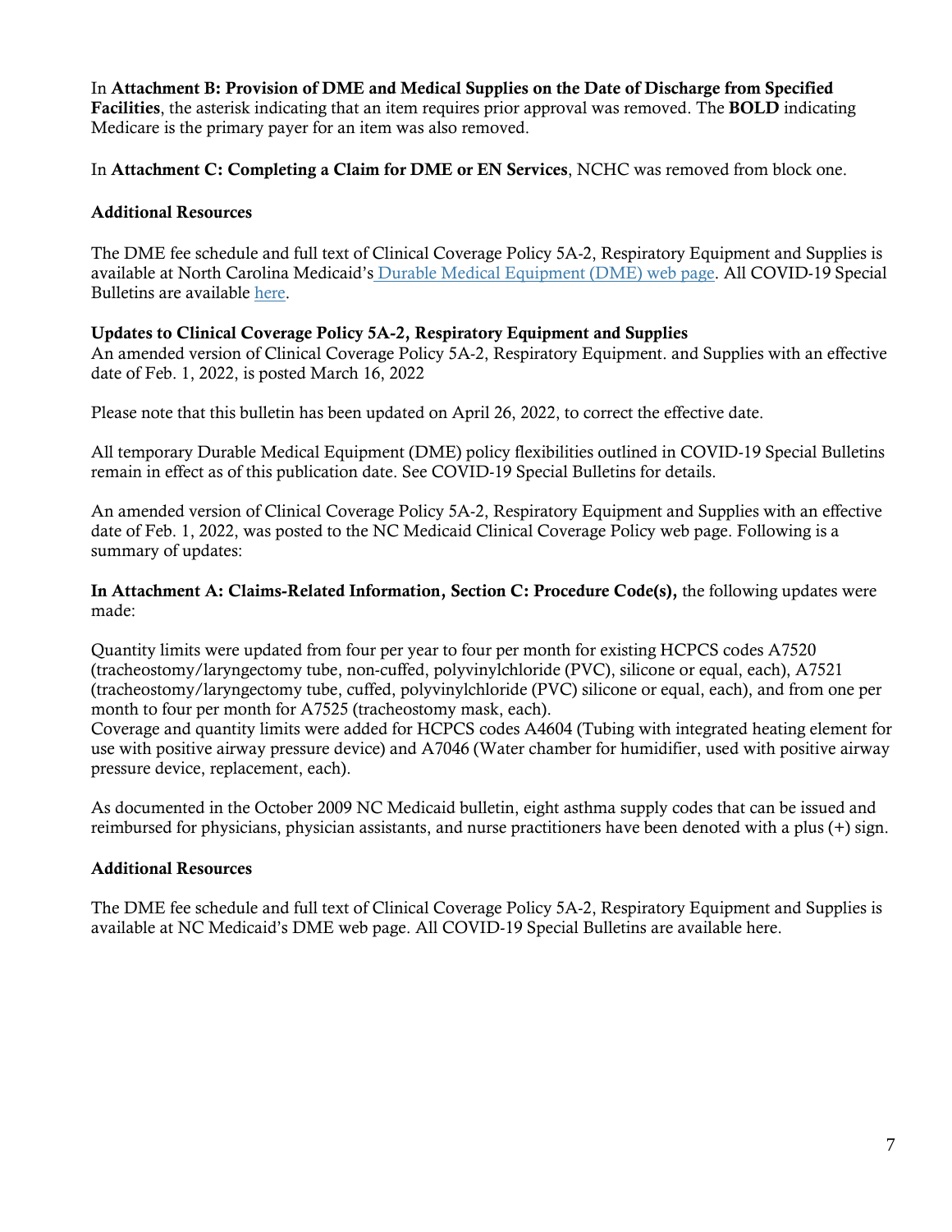In **Attachment B: Provision of DME and Medical Supplies on the Date of Discharge from Specified Facilities**, the asterisk indicating that an item requires prior approval was removed. The **BOLD** indicating Medicare is the primary payer for an item was also removed.

In **Attachment C: Completing a Claim for DME or EN Services**, NCHC was removed from block one.

**Additional Resources**

The DME fee schedule and full text of Clinical Coverage Policy 5A-2, Respiratory Equipment and Supplies is available at North Carolina Medicaid's Durable Medical Equipment (DME) web page. All COVID-19 Special Bulletins are available here.

**Updates to Clinical Coverage Policy 5A-2, Respiratory Equipment and Supplies**

An amended version of Clinical Coverage Policy 5A-2, Respiratory Equipment. and Supplies with an effective date of Feb. 1, 2022, is posted March 16, 2022

Please note that this bulletin has been updated on April 26, 2022, to correct the effective date.

All temporary Durable Medical Equipment (DME) policy flexibilities outlined in COVID-19 Special Bulletins remain in effect as of this publication date. See COVID-19 Special Bulletins for details.

An amended version of Clinical Coverage Policy 5A-2, Respiratory Equipment and Supplies with an effective date of Feb. 1, 2022, was posted to the NC Medicaid Clinical Coverage Policy web page. Following is a summary of updates:

**In Attachment A: Claims-Related Information, Section C: Procedure Code(s),** the following updates were made:

Quantity limits were updated from four per year to four per month for existing HCPCS codes A7520 (tracheostomy/laryngectomy tube, non-cuffed, polyvinylchloride (PVC), silicone or equal, each), A7521 (tracheostomy/laryngectomy tube, cuffed, polyvinylchloride (PVC) silicone or equal, each), and from one per month to four per month for A7525 (tracheostomy mask, each).
Coverage and quantity limits were added for HCPCS codes A4604 (Tubing with integrated heating element for use with positive airway pressure device) and A7046 (Water chamber for humidifier, used with positive airway pressure device, replacement, each).

As documented in the October 2009 NC Medicaid bulletin, eight asthma supply codes that can be issued and reimbursed for physicians, physician assistants, and nurse practitioners have been denoted with a plus (+) sign.

**Additional Resources**

The DME fee schedule and full text of Clinical Coverage Policy 5A-2, Respiratory Equipment and Supplies is available at NC Medicaid's DME web page. All COVID-19 Special Bulletins are available here.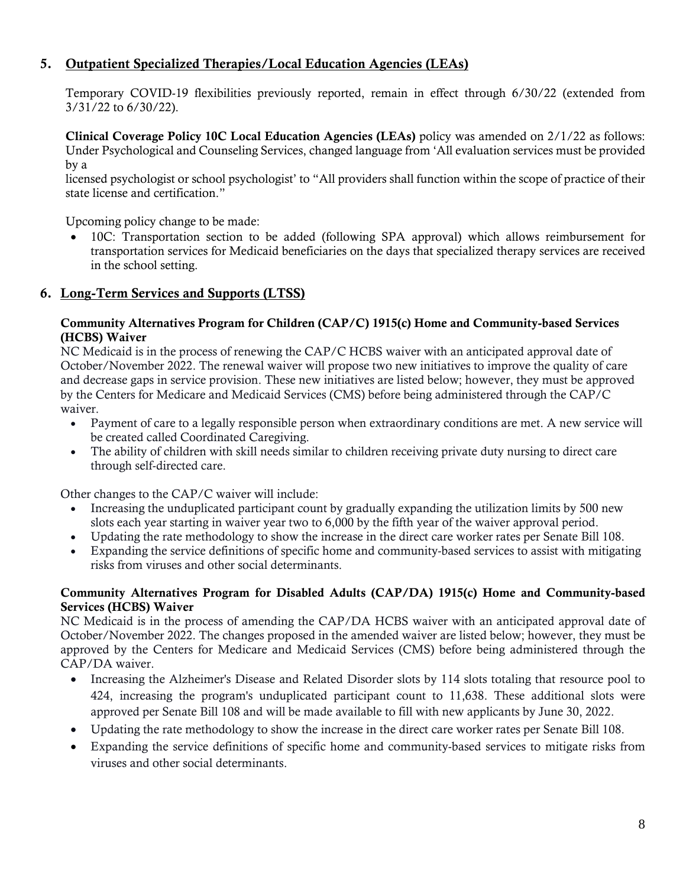## 5. Outpatient Specialized Therapies/Local Education Agencies (LEAs)

Temporary COVID-19 flexibilities previously reported, remain in effect through 6/30/22 (extended from 3/31/22 to 6/30/22).

**Clinical Coverage Policy 10C Local Education Agencies (LEAs)** policy was amended on 2/1/22 as follows: Under Psychological and Counseling Services, changed language from 'All evaluation services must be provided by a licensed psychologist or school psychologist' to "All providers shall function within the scope of practice of their state license and certification."

Upcoming policy change to be made:

- 10C: Transportation section to be added (following SPA approval) which allows reimbursement for transportation services for Medicaid beneficiaries on the days that specialized therapy services are received in the school setting.

## 6. Long-Term Services and Supports (LTSS)

**Community Alternatives Program for Children (CAP/C) 1915(c) Home and Community-based Services (HCBS) Waiver**

NC Medicaid is in the process of renewing the CAP/C HCBS waiver with an anticipated approval date of October/November 2022. The renewal waiver will propose two new initiatives to improve the quality of care and decrease gaps in service provision. These new initiatives are listed below; however, they must be approved by the Centers for Medicare and Medicaid Services (CMS) before being administered through the CAP/C waiver.

- Payment of care to a legally responsible person when extraordinary conditions are met. A new service will be created called Coordinated Caregiving.
- The ability of children with skill needs similar to children receiving private duty nursing to direct care through self-directed care.

Other changes to the CAP/C waiver will include:

- Increasing the unduplicated participant count by gradually expanding the utilization limits by 500 new slots each year starting in waiver year two to 6,000 by the fifth year of the waiver approval period.
- Updating the rate methodology to show the increase in the direct care worker rates per Senate Bill 108.
- Expanding the service definitions of specific home and community-based services to assist with mitigating risks from viruses and other social determinants.

**Community Alternatives Program for Disabled Adults (CAP/DA) 1915(c) Home and Community-based Services (HCBS) Waiver**

NC Medicaid is in the process of amending the CAP/DA HCBS waiver with an anticipated approval date of October/November 2022. The changes proposed in the amended waiver are listed below; however, they must be approved by the Centers for Medicare and Medicaid Services (CMS) before being administered through the CAP/DA waiver.

- Increasing the Alzheimer's Disease and Related Disorder slots by 114 slots totaling that resource pool to 424, increasing the program's unduplicated participant count to 11,638. These additional slots were approved per Senate Bill 108 and will be made available to fill with new applicants by June 30, 2022.
- Updating the rate methodology to show the increase in the direct care worker rates per Senate Bill 108.
- Expanding the service definitions of specific home and community-based services to mitigate risks from viruses and other social determinants.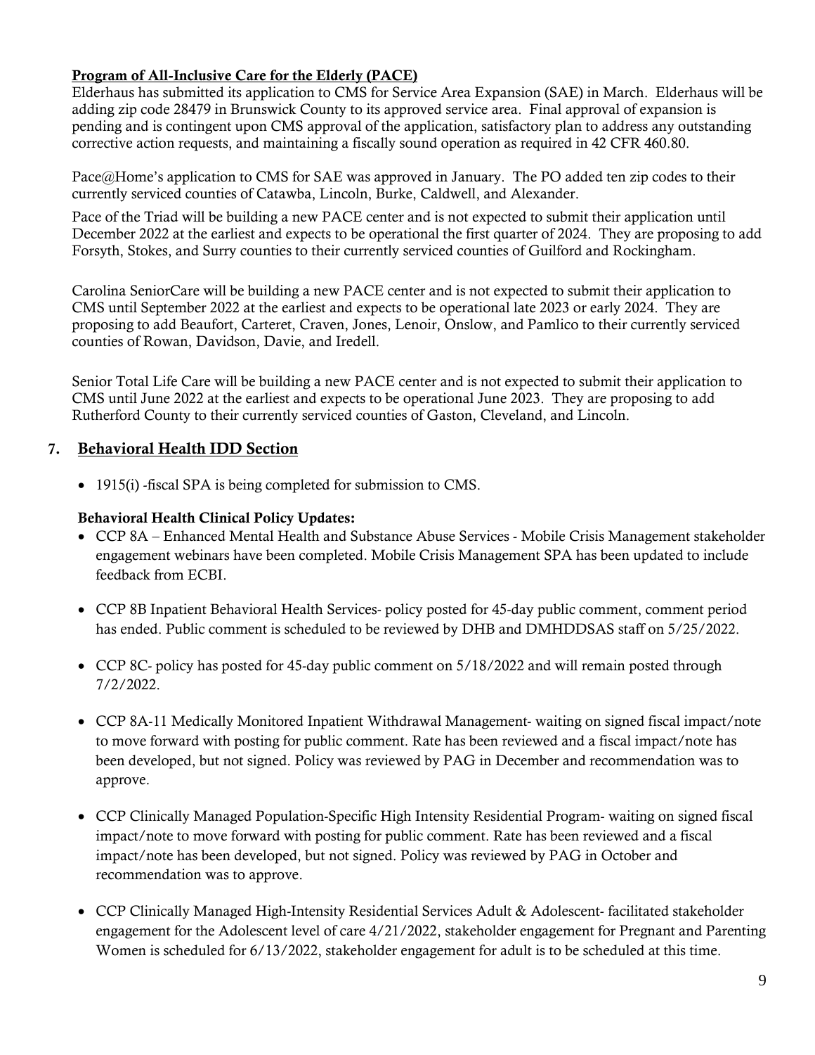**Program of All-Inclusive Care for the Elderly (PACE)**

Elderhaus has submitted its application to CMS for Service Area Expansion (SAE) in March. Elderhaus will be adding zip code 28479 in Brunswick County to its approved service area. Final approval of expansion is pending and is contingent upon CMS approval of the application, satisfactory plan to address any outstanding corrective action requests, and maintaining a fiscally sound operation as required in 42 CFR 460.80.

Pace@Home's application to CMS for SAE was approved in January. The PO added ten zip codes to their currently serviced counties of Catawba, Lincoln, Burke, Caldwell, and Alexander.

Pace of the Triad will be building a new PACE center and is not expected to submit their application until December 2022 at the earliest and expects to be operational the first quarter of 2024. They are proposing to add Forsyth, Stokes, and Surry counties to their currently serviced counties of Guilford and Rockingham.

Carolina SeniorCare will be building a new PACE center and is not expected to submit their application to CMS until September 2022 at the earliest and expects to be operational late 2023 or early 2024. They are proposing to add Beaufort, Carteret, Craven, Jones, Lenoir, Onslow, and Pamlico to their currently serviced counties of Rowan, Davidson, Davie, and Iredell.

Senior Total Life Care will be building a new PACE center and is not expected to submit their application to CMS until June 2022 at the earliest and expects to be operational June 2023. They are proposing to add Rutherford County to their currently serviced counties of Gaston, Cleveland, and Lincoln.

## 7. Behavioral Health IDD Section

- 1915(i) -fiscal SPA is being completed for submission to CMS.

**Behavioral Health Clinical Policy Updates:**

- CCP 8A – Enhanced Mental Health and Substance Abuse Services - Mobile Crisis Management stakeholder engagement webinars have been completed. Mobile Crisis Management SPA has been updated to include feedback from ECBI.
- CCP 8B Inpatient Behavioral Health Services- policy posted for 45-day public comment, comment period has ended. Public comment is scheduled to be reviewed by DHB and DMHDDSAS staff on 5/25/2022.
- CCP 8C- policy has posted for 45-day public comment on 5/18/2022 and will remain posted through 7/2/2022.
- CCP 8A-11 Medically Monitored Inpatient Withdrawal Management- waiting on signed fiscal impact/note to move forward with posting for public comment. Rate has been reviewed and a fiscal impact/note has been developed, but not signed. Policy was reviewed by PAG in December and recommendation was to approve.
- CCP Clinically Managed Population-Specific High Intensity Residential Program- waiting on signed fiscal impact/note to move forward with posting for public comment. Rate has been reviewed and a fiscal impact/note has been developed, but not signed. Policy was reviewed by PAG in October and recommendation was to approve.
- CCP Clinically Managed High-Intensity Residential Services Adult & Adolescent- facilitated stakeholder engagement for the Adolescent level of care 4/21/2022, stakeholder engagement for Pregnant and Parenting Women is scheduled for 6/13/2022, stakeholder engagement for adult is to be scheduled at this time.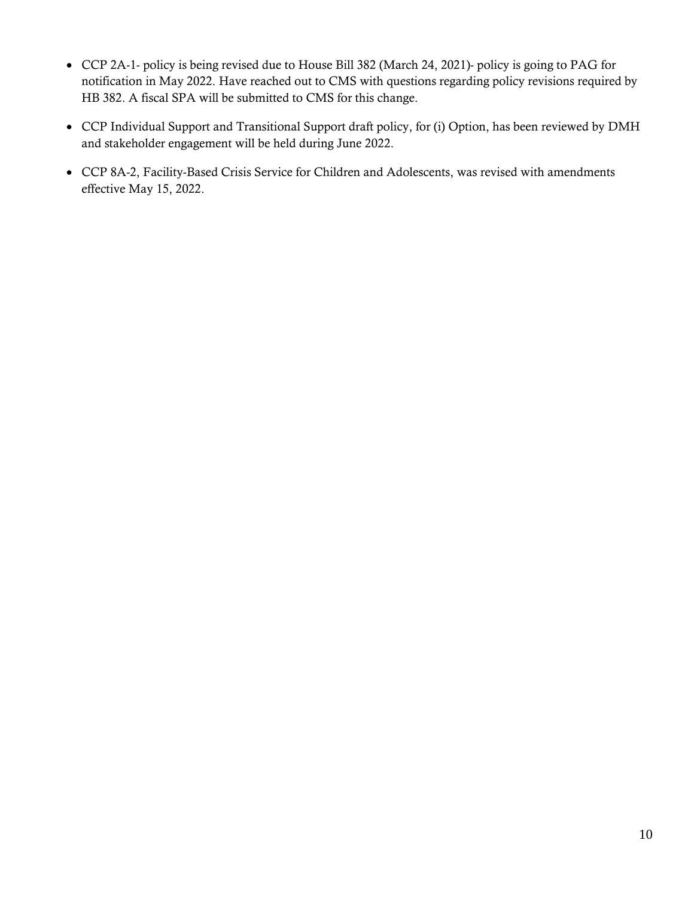- CCP 2A-1- policy is being revised due to House Bill 382 (March 24, 2021)- policy is going to PAG for notification in May 2022. Have reached out to CMS with questions regarding policy revisions required by HB 382. A fiscal SPA will be submitted to CMS for this change.
- CCP Individual Support and Transitional Support draft policy, for (i) Option, has been reviewed by DMH and stakeholder engagement will be held during June 2022.
- CCP 8A-2, Facility-Based Crisis Service for Children and Adolescents, was revised with amendments effective May 15, 2022.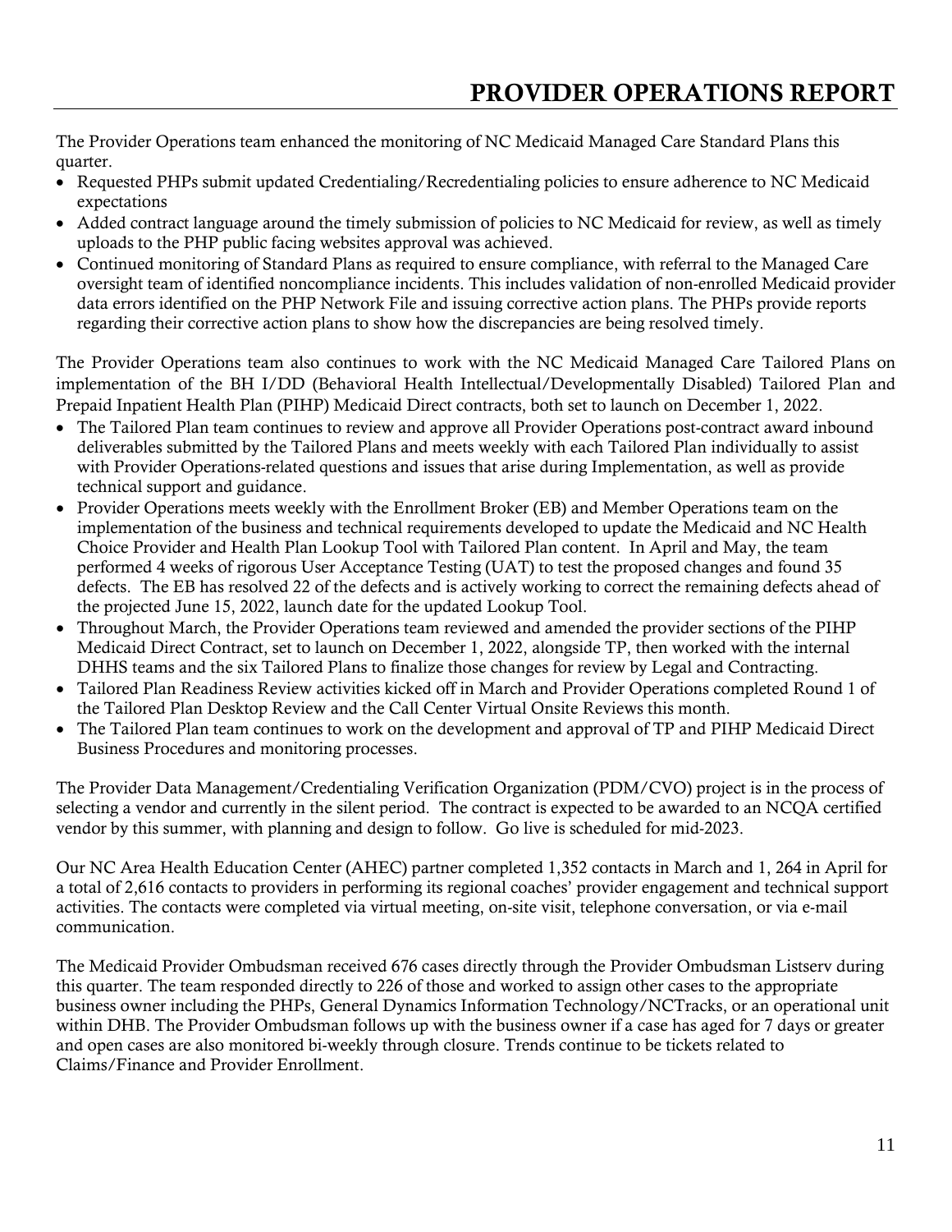# PROVIDER OPERATIONS REPORT

The Provider Operations team enhanced the monitoring of NC Medicaid Managed Care Standard Plans this quarter.

- Requested PHPs submit updated Credentialing/Recredentialing policies to ensure adherence to NC Medicaid expectations
- Added contract language around the timely submission of policies to NC Medicaid for review, as well as timely uploads to the PHP public facing websites approval was achieved.
- Continued monitoring of Standard Plans as required to ensure compliance, with referral to the Managed Care oversight team of identified noncompliance incidents. This includes validation of non-enrolled Medicaid provider data errors identified on the PHP Network File and issuing corrective action plans. The PHPs provide reports regarding their corrective action plans to show how the discrepancies are being resolved timely.

The Provider Operations team also continues to work with the NC Medicaid Managed Care Tailored Plans on implementation of the BH I/DD (Behavioral Health Intellectual/Developmentally Disabled) Tailored Plan and Prepaid Inpatient Health Plan (PIHP) Medicaid Direct contracts, both set to launch on December 1, 2022.

- The Tailored Plan team continues to review and approve all Provider Operations post-contract award inbound deliverables submitted by the Tailored Plans and meets weekly with each Tailored Plan individually to assist with Provider Operations-related questions and issues that arise during Implementation, as well as provide technical support and guidance.
- Provider Operations meets weekly with the Enrollment Broker (EB) and Member Operations team on the implementation of the business and technical requirements developed to update the Medicaid and NC Health Choice Provider and Health Plan Lookup Tool with Tailored Plan content. In April and May, the team performed 4 weeks of rigorous User Acceptance Testing (UAT) to test the proposed changes and found 35 defects. The EB has resolved 22 of the defects and is actively working to correct the remaining defects ahead of the projected June 15, 2022, launch date for the updated Lookup Tool.
- Throughout March, the Provider Operations team reviewed and amended the provider sections of the PIHP Medicaid Direct Contract, set to launch on December 1, 2022, alongside TP, then worked with the internal DHHS teams and the six Tailored Plans to finalize those changes for review by Legal and Contracting.
- Tailored Plan Readiness Review activities kicked off in March and Provider Operations completed Round 1 of the Tailored Plan Desktop Review and the Call Center Virtual Onsite Reviews this month.
- The Tailored Plan team continues to work on the development and approval of TP and PIHP Medicaid Direct Business Procedures and monitoring processes.

The Provider Data Management/Credentialing Verification Organization (PDM/CVO) project is in the process of selecting a vendor and currently in the silent period. The contract is expected to be awarded to an NCQA certified vendor by this summer, with planning and design to follow. Go live is scheduled for mid-2023.

Our NC Area Health Education Center (AHEC) partner completed 1,352 contacts in March and 1, 264 in April for a total of 2,616 contacts to providers in performing its regional coaches' provider engagement and technical support activities. The contacts were completed via virtual meeting, on-site visit, telephone conversation, or via e-mail communication.

The Medicaid Provider Ombudsman received 676 cases directly through the Provider Ombudsman Listserv during this quarter. The team responded directly to 226 of those and worked to assign other cases to the appropriate business owner including the PHPs, General Dynamics Information Technology/NCTracks, or an operational unit within DHB. The Provider Ombudsman follows up with the business owner if a case has aged for 7 days or greater and open cases are also monitored bi-weekly through closure. Trends continue to be tickets related to Claims/Finance and Provider Enrollment.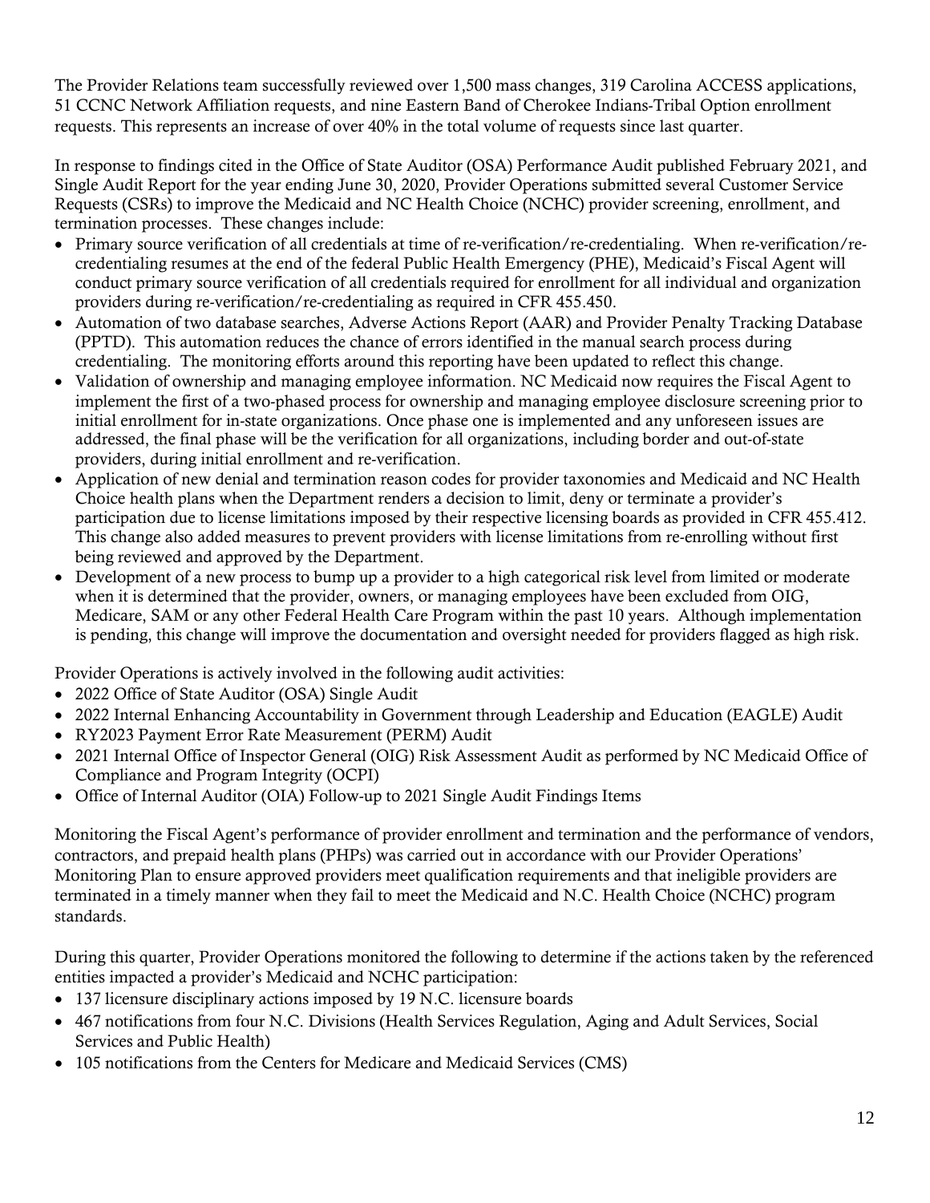The Provider Relations team successfully reviewed over 1,500 mass changes, 319 Carolina ACCESS applications, 51 CCNC Network Affiliation requests, and nine Eastern Band of Cherokee Indians-Tribal Option enrollment requests. This represents an increase of over 40% in the total volume of requests since last quarter.

In response to findings cited in the Office of State Auditor (OSA) Performance Audit published February 2021, and Single Audit Report for the year ending June 30, 2020, Provider Operations submitted several Customer Service Requests (CSRs) to improve the Medicaid and NC Health Choice (NCHC) provider screening, enrollment, and termination processes. These changes include:

- Primary source verification of all credentials at time of re-verification/re-credentialing. When re-verification/re-credentialing resumes at the end of the federal Public Health Emergency (PHE), Medicaid's Fiscal Agent will conduct primary source verification of all credentials required for enrollment for all individual and organization providers during re-verification/re-credentialing as required in CFR 455.450.
- Automation of two database searches, Adverse Actions Report (AAR) and Provider Penalty Tracking Database (PPTD). This automation reduces the chance of errors identified in the manual search process during credentialing. The monitoring efforts around this reporting have been updated to reflect this change.
- Validation of ownership and managing employee information. NC Medicaid now requires the Fiscal Agent to implement the first of a two-phased process for ownership and managing employee disclosure screening prior to initial enrollment for in-state organizations. Once phase one is implemented and any unforeseen issues are addressed, the final phase will be the verification for all organizations, including border and out-of-state providers, during initial enrollment and re-verification.
- Application of new denial and termination reason codes for provider taxonomies and Medicaid and NC Health Choice health plans when the Department renders a decision to limit, deny or terminate a provider's participation due to license limitations imposed by their respective licensing boards as provided in CFR 455.412. This change also added measures to prevent providers with license limitations from re-enrolling without first being reviewed and approved by the Department.
- Development of a new process to bump up a provider to a high categorical risk level from limited or moderate when it is determined that the provider, owners, or managing employees have been excluded from OIG, Medicare, SAM or any other Federal Health Care Program within the past 10 years. Although implementation is pending, this change will improve the documentation and oversight needed for providers flagged as high risk.

Provider Operations is actively involved in the following audit activities:

- 2022 Office of State Auditor (OSA) Single Audit
- 2022 Internal Enhancing Accountability in Government through Leadership and Education (EAGLE) Audit
- RY2023 Payment Error Rate Measurement (PERM) Audit
- 2021 Internal Office of Inspector General (OIG) Risk Assessment Audit as performed by NC Medicaid Office of Compliance and Program Integrity (OCPI)
- Office of Internal Auditor (OIA) Follow-up to 2021 Single Audit Findings Items

Monitoring the Fiscal Agent's performance of provider enrollment and termination and the performance of vendors, contractors, and prepaid health plans (PHPs) was carried out in accordance with our Provider Operations' Monitoring Plan to ensure approved providers meet qualification requirements and that ineligible providers are terminated in a timely manner when they fail to meet the Medicaid and N.C. Health Choice (NCHC) program standards.

During this quarter, Provider Operations monitored the following to determine if the actions taken by the referenced entities impacted a provider's Medicaid and NCHC participation:

- 137 licensure disciplinary actions imposed by 19 N.C. licensure boards
- 467 notifications from four N.C. Divisions (Health Services Regulation, Aging and Adult Services, Social Services and Public Health)
- 105 notifications from the Centers for Medicare and Medicaid Services (CMS)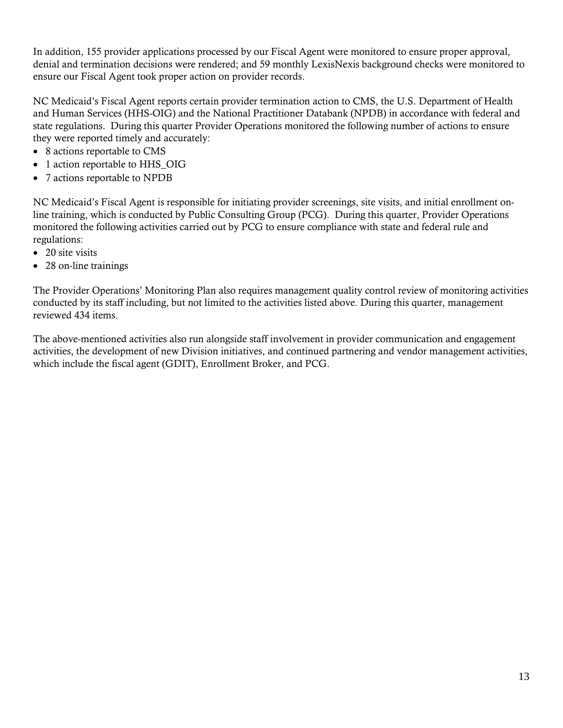In addition, 155 provider applications processed by our Fiscal Agent were monitored to ensure proper approval, denial and termination decisions were rendered; and 59 monthly LexisNexis background checks were monitored to ensure our Fiscal Agent took proper action on provider records.

NC Medicaid's Fiscal Agent reports certain provider termination action to CMS, the U.S. Department of Health and Human Services (HHS-OIG) and the National Practitioner Databank (NPDB) in accordance with federal and state regulations. During this quarter Provider Operations monitored the following number of actions to ensure they were reported timely and accurately:

- 8 actions reportable to CMS
- 1 action reportable to HHS_OIG
- 7 actions reportable to NPDB

NC Medicaid's Fiscal Agent is responsible for initiating provider screenings, site visits, and initial enrollment on-line training, which is conducted by Public Consulting Group (PCG). During this quarter, Provider Operations monitored the following activities carried out by PCG to ensure compliance with state and federal rule and regulations:

- 20 site visits
- 28 on-line trainings

The Provider Operations' Monitoring Plan also requires management quality control review of monitoring activities conducted by its staff including, but not limited to the activities listed above. During this quarter, management reviewed 434 items.

The above-mentioned activities also run alongside staff involvement in provider communication and engagement activities, the development of new Division initiatives, and continued partnering and vendor management activities, which include the fiscal agent (GDIT), Enrollment Broker, and PCG.